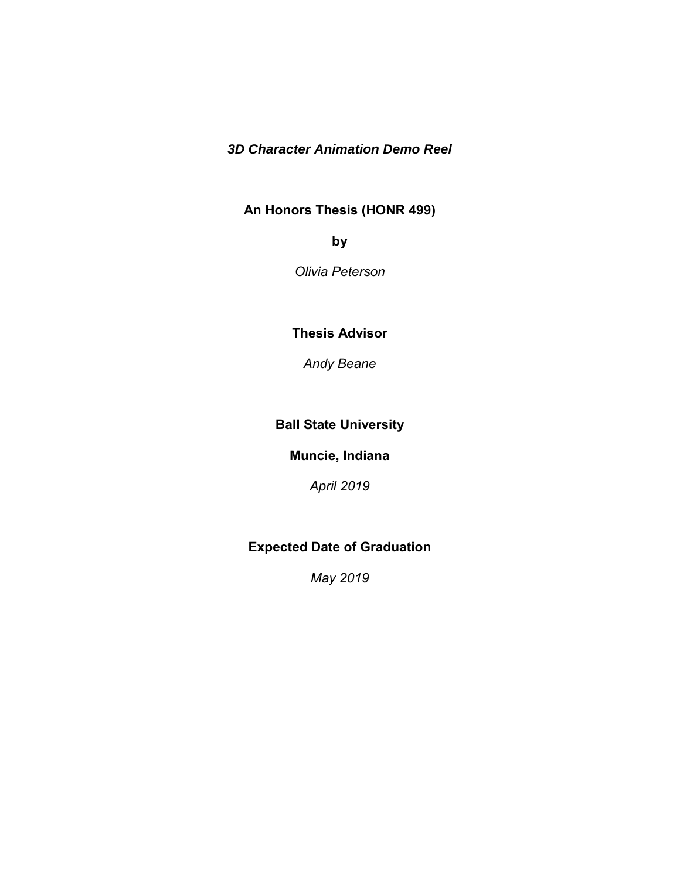# *3D Character Animation Demo Reel*

**An Honors Thesis (HONR 499)**

**by**

*Olivia Peterson*

**Thesis Advisor**

*Andy Beane*

**Ball State University**

**Muncie, Indiana**

*April 2019*

**Expected Date of Graduation**

*May 2019*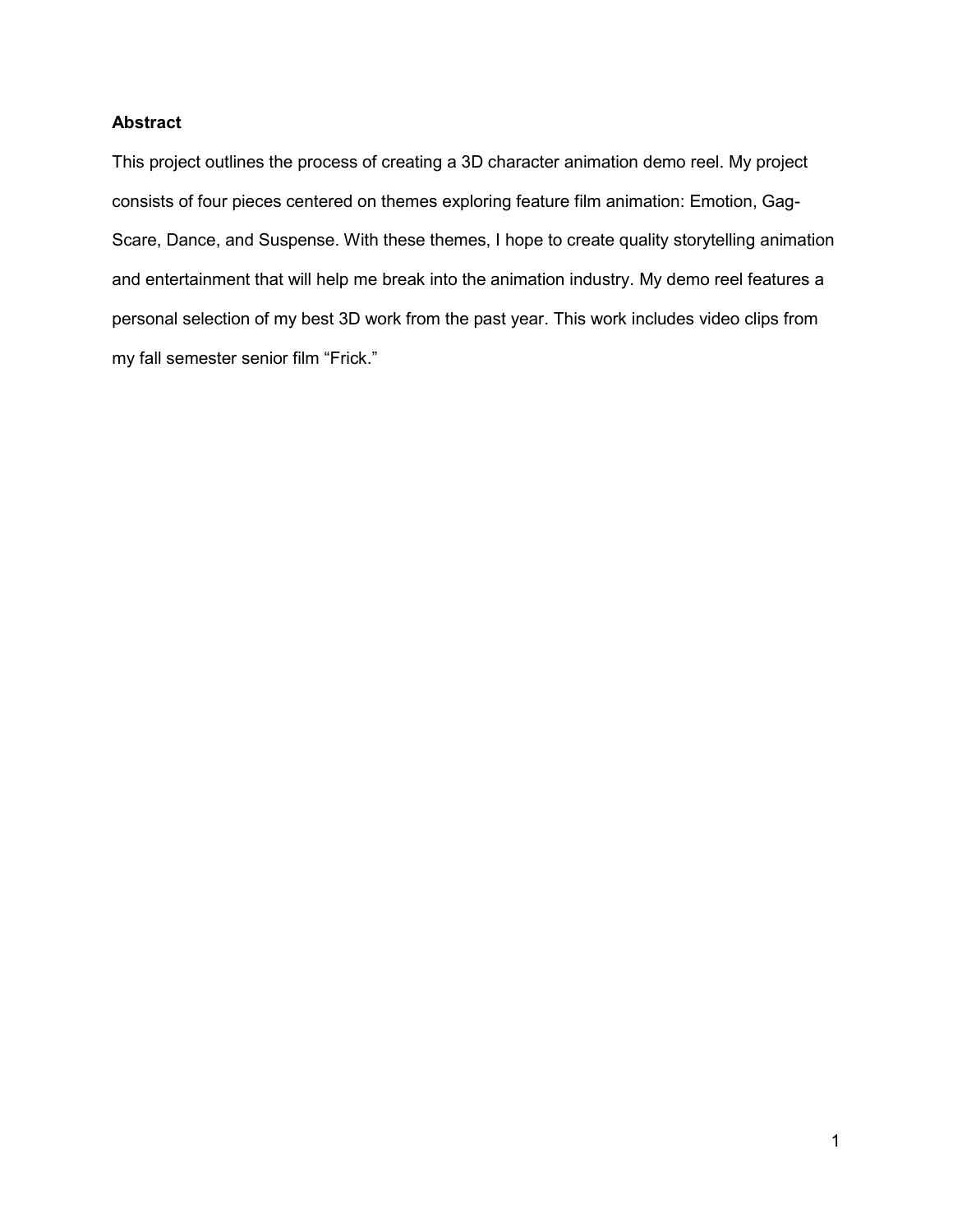**Abstract**

This project outlines the process of creating a 3D character animation demo reel. My project consists of four pieces centered on themes exploring feature film animation: Emotion, Gag-Scare, Dance, and Suspense. With these themes, I hope to create quality storytelling animation and entertainment that will help me break into the animation industry. My demo reel features a personal selection of my best 3D work from the past year. This work includes video clips from my fall semester senior film "Frick."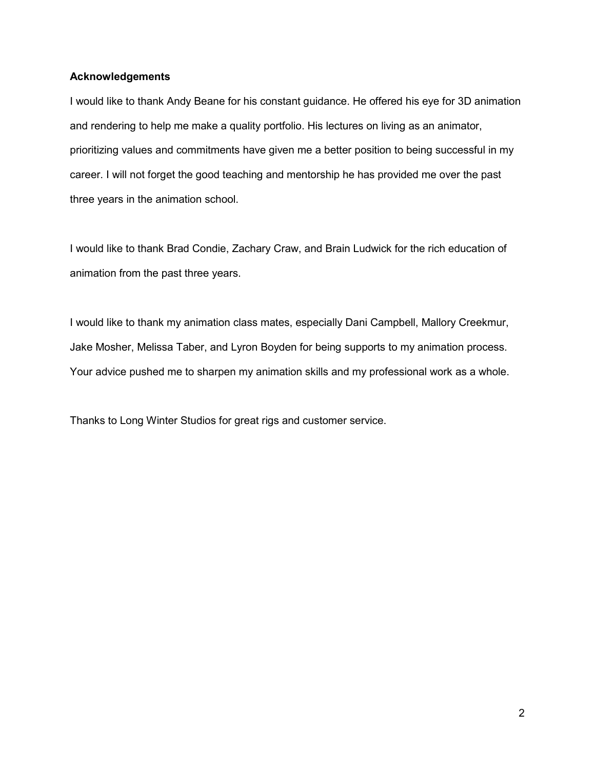**Acknowledgements**

I would like to thank Andy Beane for his constant guidance. He offered his eye for 3D animation and rendering to help me make a quality portfolio. His lectures on living as an animator, prioritizing values and commitments have given me a better position to being successful in my career. I will not forget the good teaching and mentorship he has provided me over the past three years in the animation school.

I would like to thank Brad Condie, Zachary Craw, and Brain Ludwick for the rich education of animation from the past three years.

I would like to thank my animation class mates, especially Dani Campbell, Mallory Creekmur, Jake Mosher, Melissa Taber, and Lyron Boyden for being supports to my animation process. Your advice pushed me to sharpen my animation skills and my professional work as a whole.

Thanks to Long Winter Studios for great rigs and customer service.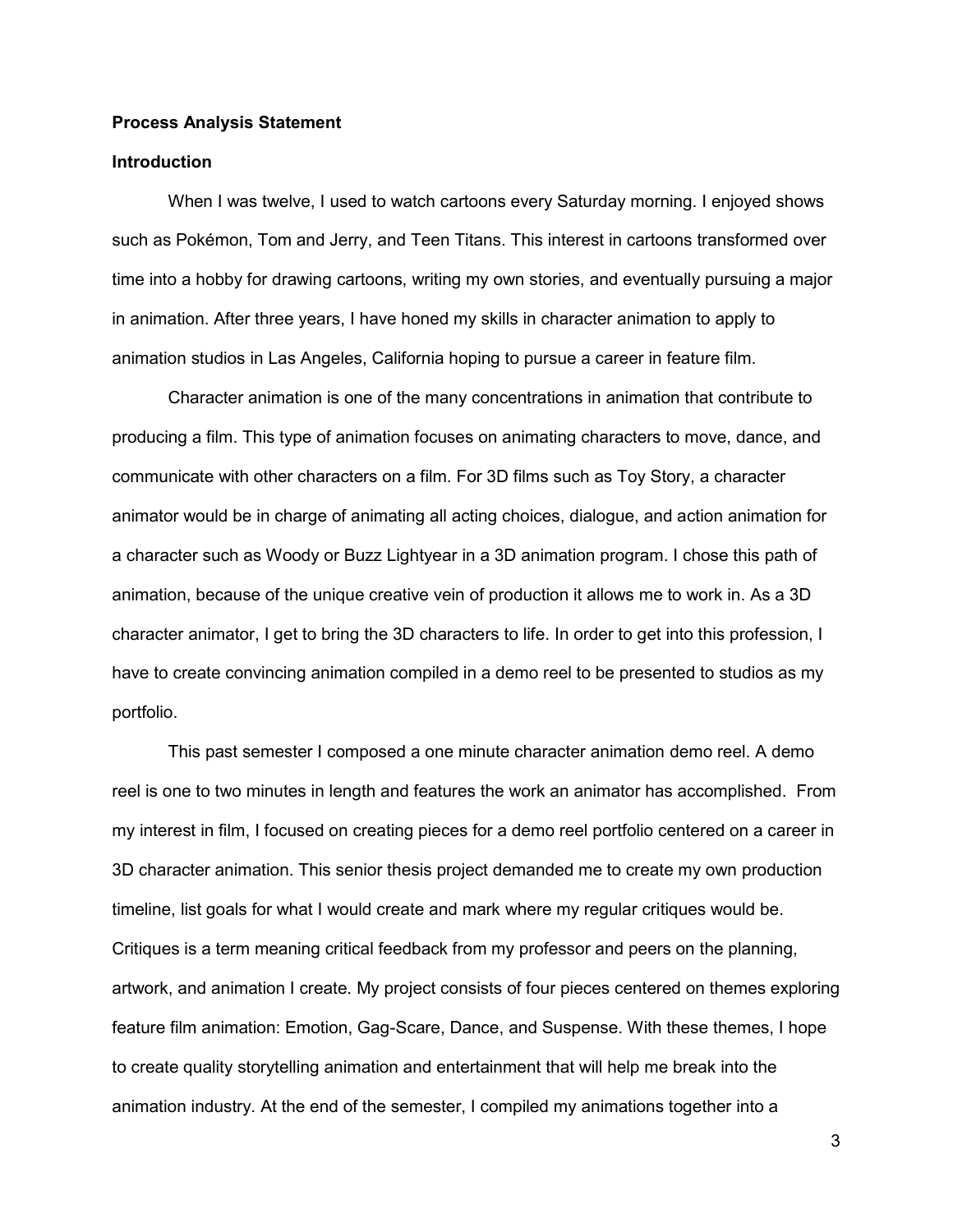**Process Analysis Statement**

**Introduction**

When I was twelve, I used to watch cartoons every Saturday morning. I enjoyed shows such as Pokémon, Tom and Jerry, and Teen Titans. This interest in cartoons transformed over time into a hobby for drawing cartoons, writing my own stories, and eventually pursuing a major in animation. After three years, I have honed my skills in character animation to apply to animation studios in Las Angeles, California hoping to pursue a career in feature film.

Character animation is one of the many concentrations in animation that contribute to producing a film. This type of animation focuses on animating characters to move, dance, and communicate with other characters on a film. For 3D films such as Toy Story, a character animator would be in charge of animating all acting choices, dialogue, and action animation for a character such as Woody or Buzz Lightyear in a 3D animation program. I chose this path of animation, because of the unique creative vein of production it allows me to work in. As a 3D character animator, I get to bring the 3D characters to life. In order to get into this profession, I have to create convincing animation compiled in a demo reel to be presented to studios as my portfolio.

This past semester I composed a one minute character animation demo reel. A demo reel is one to two minutes in length and features the work an animator has accomplished. From my interest in film, I focused on creating pieces for a demo reel portfolio centered on a career in 3D character animation. This senior thesis project demanded me to create my own production timeline, list goals for what I would create and mark where my regular critiques would be. Critiques is a term meaning critical feedback from my professor and peers on the planning, artwork, and animation I create. My project consists of four pieces centered on themes exploring feature film animation: Emotion, Gag-Scare, Dance, and Suspense. With these themes, I hope to create quality storytelling animation and entertainment that will help me break into the animation industry. At the end of the semester, I compiled my animations together into a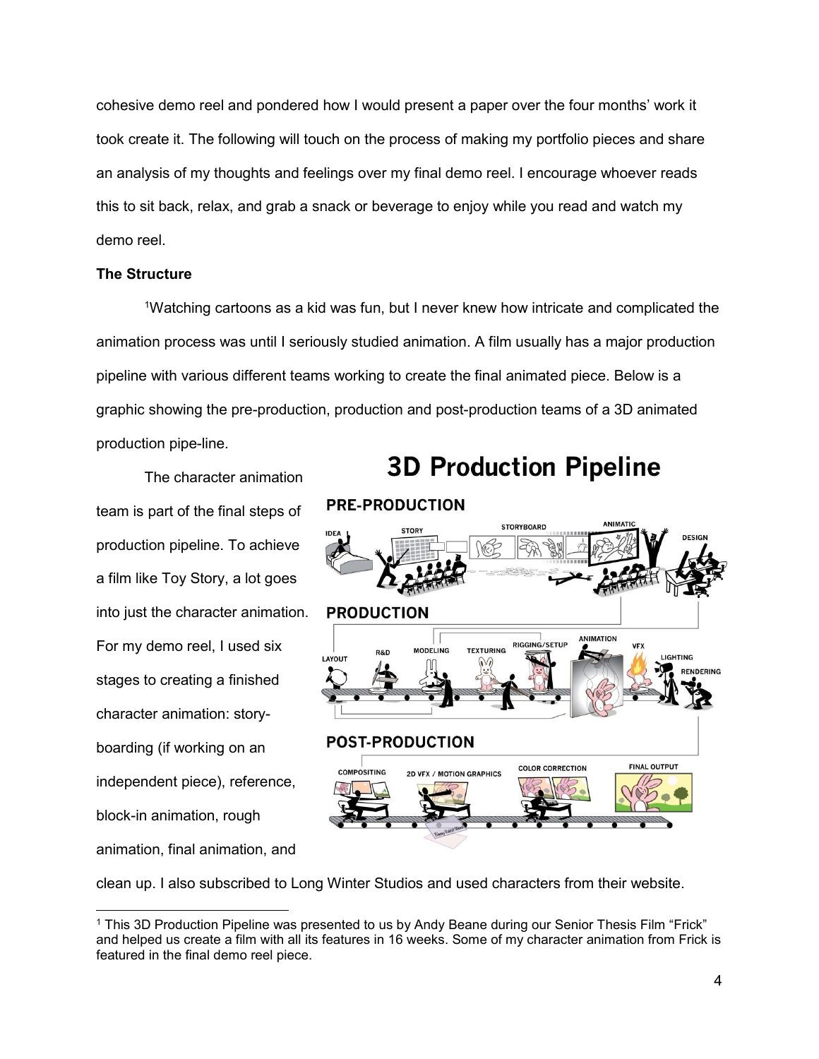cohesive demo reel and pondered how I would present a paper over the four months' work it took create it. The following will touch on the process of making my portfolio pieces and share an analysis of my thoughts and feelings over my final demo reel. I encourage whoever reads this to sit back, relax, and grab a snack or beverage to enjoy while you read and watch my demo reel.

**The Structure**

[1]Watching cartoons as a kid was fun, but I never knew how intricate and complicated the animation process was until I seriously studied animation. A film usually has a major production pipeline with various different teams working to create the final animated piece. Below is a graphic showing the pre-production, production and post-production teams of a 3D animated production pipe-line.

The character animation team is part of the final steps of production pipeline. To achieve a film like Toy Story, a lot goes into just the character animation. For my demo reel, I used six stages to creating a finished character animation: story-boarding (if working on an independent piece), reference, block-in animation, rough animation, final animation, and clean up. I also subscribed to Long Winter Studios and used characters from their website.

[1] This 3D Production Pipeline was presented to us by Andy Beane during our Senior Thesis Film "Frick" and helped us create a film with all its features in 16 weeks. Some of my character animation from Frick is featured in the final demo reel piece.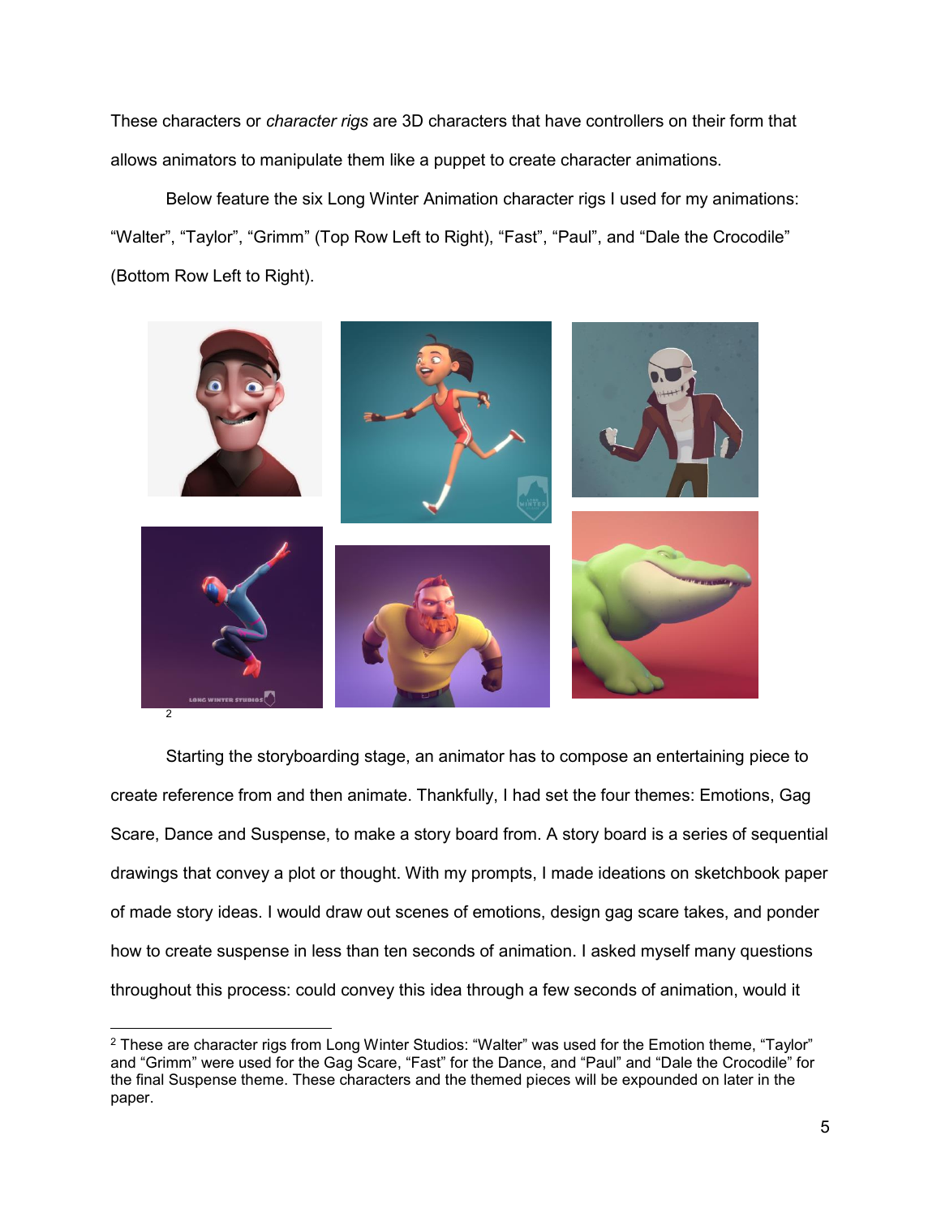These characters or *character rigs* are 3D characters that have controllers on their form that allows animators to manipulate them like a puppet to create character animations.

Below feature the six Long Winter Animation character rigs I used for my animations: “Walter”, “Taylor”, “Grimm” (Top Row Left to Right), “Fast”, “Paul”, and “Dale the Crocodile” (Bottom Row Left to Right).

[2]

Starting the storyboarding stage, an animator has to compose an entertaining piece to create reference from and then animate. Thankfully, I had set the four themes: Emotions, Gag Scare, Dance and Suspense, to make a story board from. A story board is a series of sequential drawings that convey a plot or thought. With my prompts, I made ideations on sketchbook paper of made story ideas. I would draw out scenes of emotions, design gag scare takes, and ponder how to create suspense in less than ten seconds of animation. I asked myself many questions throughout this process: could convey this idea through a few seconds of animation, would it

[2] These are character rigs from Long Winter Studios: “Walter” was used for the Emotion theme, “Taylor” and “Grimm” were used for the Gag Scare, “Fast” for the Dance, and “Paul” and “Dale the Crocodile” for the final Suspense theme. These characters and the themed pieces will be expounded on later in the paper.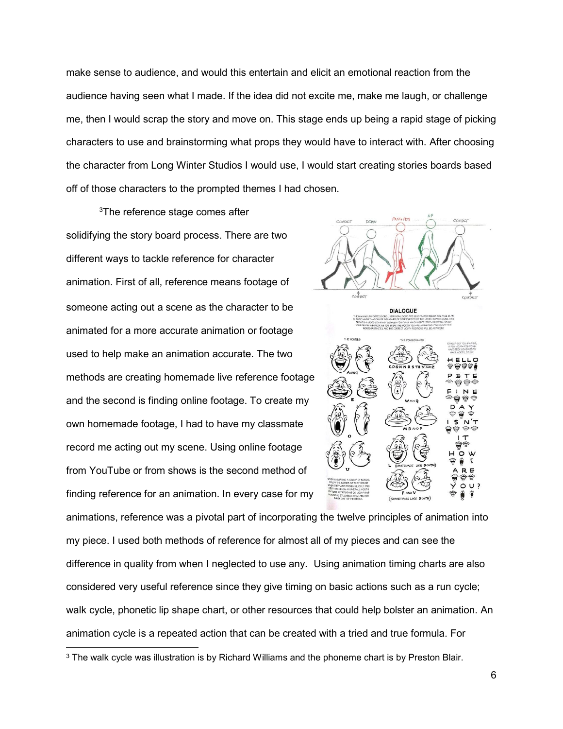make sense to audience, and would this entertain and elicit an emotional reaction from the audience having seen what I made. If the idea did not excite me, make me laugh, or challenge me, then I would scrap the story and move on. This stage ends up being a rapid stage of picking characters to use and brainstorming what props they would have to interact with. After choosing the character from Long Winter Studios I would use, I would start creating stories boards based off of those characters to the prompted themes I had chosen.

[3]The reference stage comes after solidifying the story board process. There are two different ways to tackle reference for character animation. First of all, reference means footage of someone acting out a scene as the character to be animated for a more accurate animation or footage used to help make an animation accurate. The two methods are creating homemade live reference footage and the second is finding online footage. To create my own homemade footage, I had to have my classmate record me acting out my scene. Using online footage from YouTube or from shows is the second method of finding reference for an animation. In every case for my animations, reference was a pivotal part of incorporating the twelve principles of animation into my piece. I used both methods of reference for almost all of my pieces and can see the difference in quality from when I neglected to use any. Using animation timing charts are also considered very useful reference since they give timing on basic actions such as a run cycle; walk cycle, phonetic lip shape chart, or other resources that could help bolster an animation. An animation cycle is a repeated action that can be created with a tried and true formula. For

[3] The walk cycle was illustration is by Richard Williams and the phoneme chart is by Preston Blair.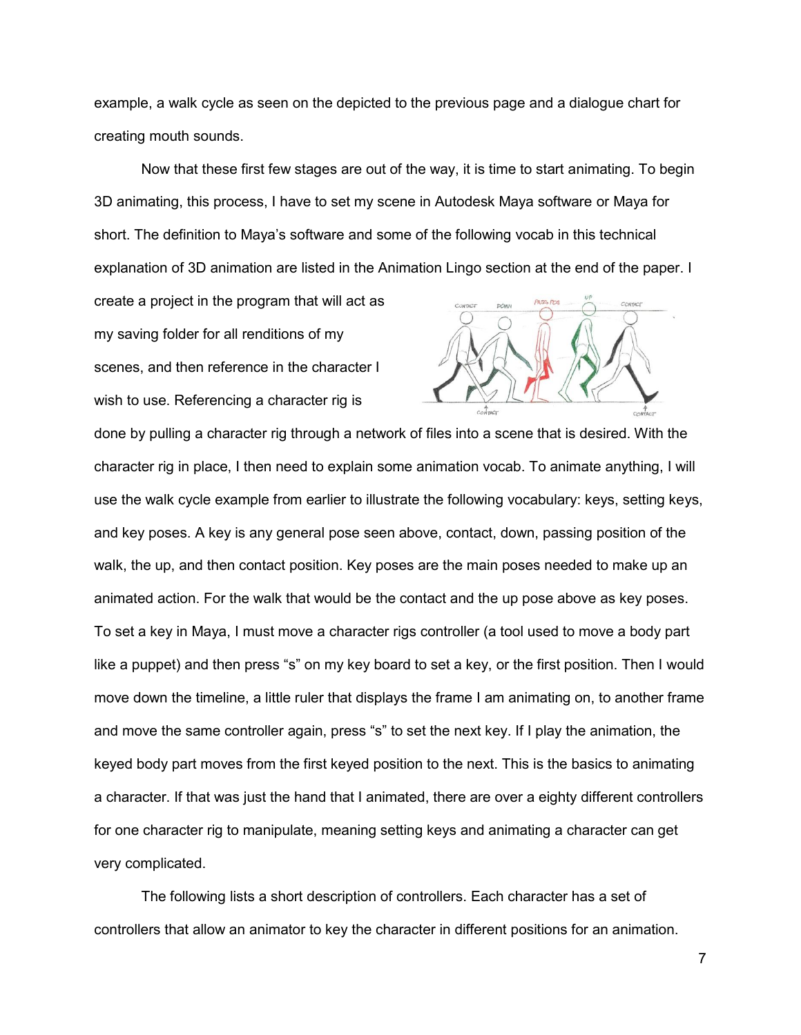example, a walk cycle as seen on the depicted to the previous page and a dialogue chart for creating mouth sounds.

Now that these first few stages are out of the way, it is time to start animating. To begin 3D animating, this process, I have to set my scene in Autodesk Maya software or Maya for short. The definition to Maya's software and some of the following vocab in this technical explanation of 3D animation are listed in the Animation Lingo section at the end of the paper. I create a project in the program that will act as my saving folder for all renditions of my scenes, and then reference in the character I wish to use. Referencing a character rig is done by pulling a character rig through a network of files into a scene that is desired. With the character rig in place, I then need to explain some animation vocab. To animate anything, I will use the walk cycle example from earlier to illustrate the following vocabulary: keys, setting keys, and key poses. A key is any general pose seen above, contact, down, passing position of the walk, the up, and then contact position. Key poses are the main poses needed to make up an animated action. For the walk that would be the contact and the up pose above as key poses. To set a key in Maya, I must move a character rigs controller (a tool used to move a body part like a puppet) and then press "s" on my key board to set a key, or the first position. Then I would move down the timeline, a little ruler that displays the frame I am animating on, to another frame and move the same controller again, press "s" to set the next key. If I play the animation, the keyed body part moves from the first keyed position to the next. This is the basics to animating a character. If that was just the hand that I animated, there are over a eighty different controllers for one character rig to manipulate, meaning setting keys and animating a character can get very complicated.

The following lists a short description of controllers. Each character has a set of controllers that allow an animator to key the character in different positions for an animation.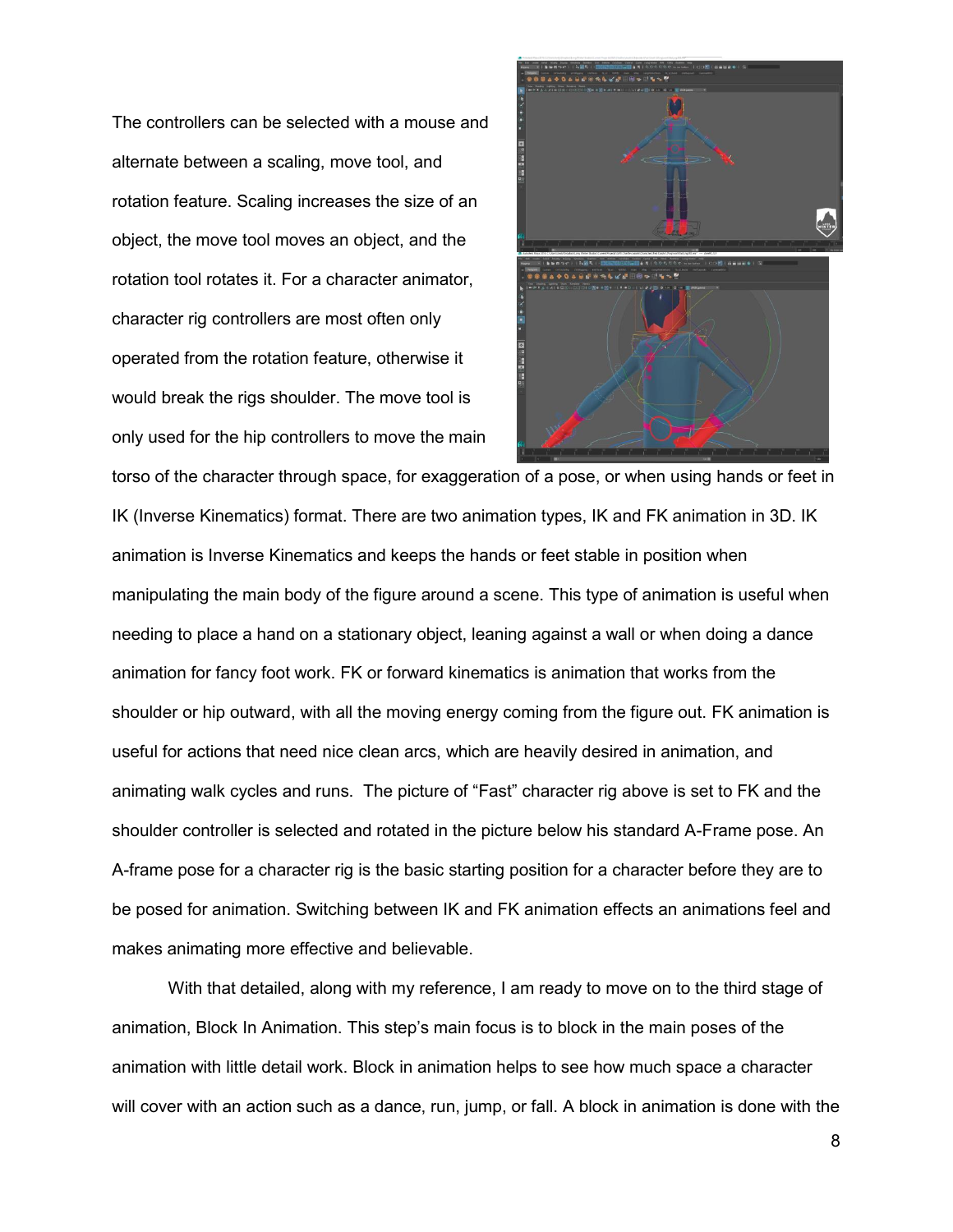The controllers can be selected with a mouse and alternate between a scaling, move tool, and rotation feature. Scaling increases the size of an object, the move tool moves an object, and the rotation tool rotates it. For a character animator, character rig controllers are most often only operated from the rotation feature, otherwise it would break the rigs shoulder. The move tool is only used for the hip controllers to move the main torso of the character through space, for exaggeration of a pose, or when using hands or feet in IK (Inverse Kinematics) format. There are two animation types, IK and FK animation in 3D. IK animation is Inverse Kinematics and keeps the hands or feet stable in position when manipulating the main body of the figure around a scene. This type of animation is useful when needing to place a hand on a stationary object, leaning against a wall or when doing a dance animation for fancy foot work. FK or forward kinematics is animation that works from the shoulder or hip outward, with all the moving energy coming from the figure out. FK animation is useful for actions that need nice clean arcs, which are heavily desired in animation, and animating walk cycles and runs. The picture of "Fast" character rig above is set to FK and the shoulder controller is selected and rotated in the picture below his standard A-Frame pose. An A-frame pose for a character rig is the basic starting position for a character before they are to be posed for animation. Switching between IK and FK animation effects an animations feel and makes animating more effective and believable.

With that detailed, along with my reference, I am ready to move on to the third stage of animation, Block In Animation. This step's main focus is to block in the main poses of the animation with little detail work. Block in animation helps to see how much space a character will cover with an action such as a dance, run, jump, or fall. A block in animation is done with the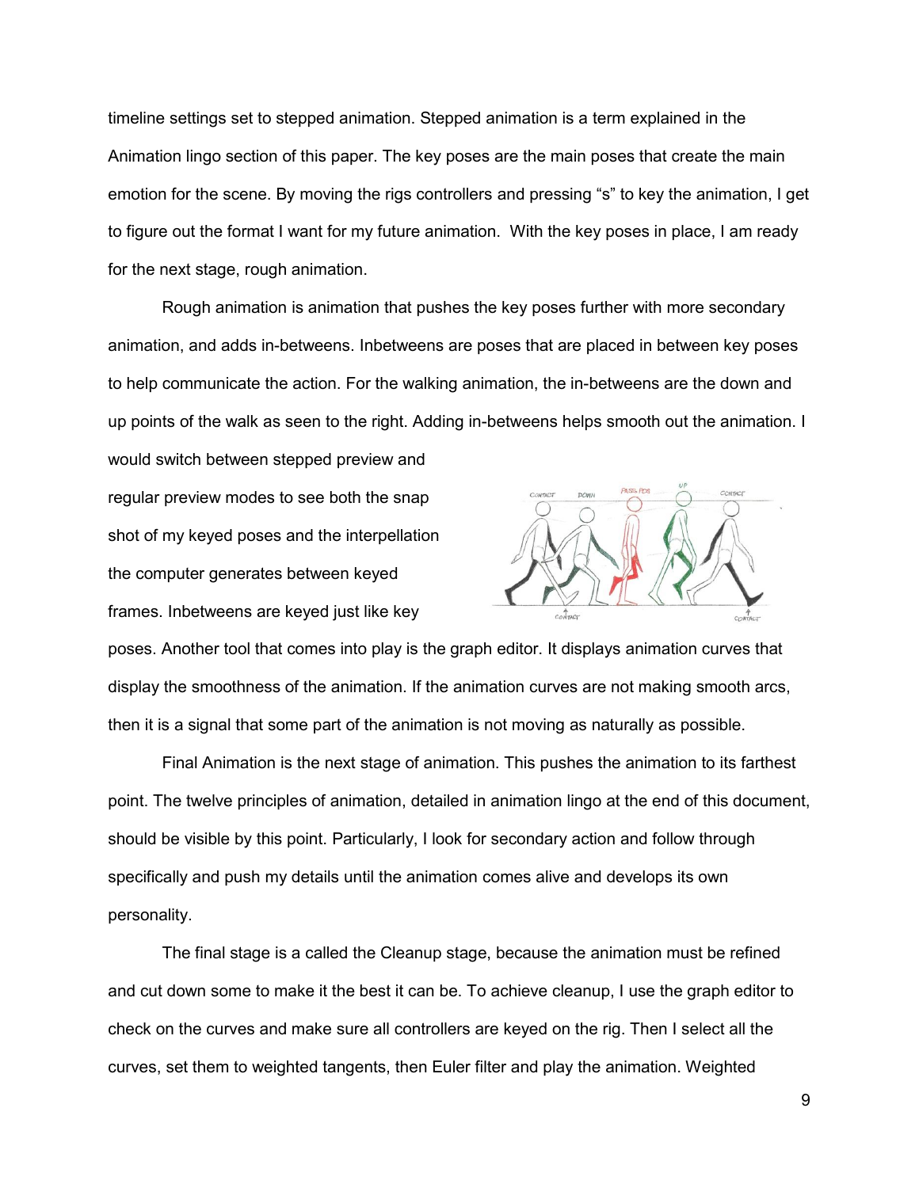timeline settings set to stepped animation. Stepped animation is a term explained in the Animation lingo section of this paper. The key poses are the main poses that create the main emotion for the scene. By moving the rigs controllers and pressing “s” to key the animation, I get to figure out the format I want for my future animation. With the key poses in place, I am ready for the next stage, rough animation.

Rough animation is animation that pushes the key poses further with more secondary animation, and adds in-betweens. Inbetweens are poses that are placed in between key poses to help communicate the action. For the walking animation, the in-betweens are the down and up points of the walk as seen to the right. Adding in-betweens helps smooth out the animation. I would switch between stepped preview and regular preview modes to see both the snap shot of my keyed poses and the interpellation the computer generates between keyed frames. Inbetweens are keyed just like key poses. Another tool that comes into play is the graph editor. It displays animation curves that display the smoothness of the animation. If the animation curves are not making smooth arcs, then it is a signal that some part of the animation is not moving as naturally as possible.

Final Animation is the next stage of animation. This pushes the animation to its farthest point. The twelve principles of animation, detailed in animation lingo at the end of this document, should be visible by this point. Particularly, I look for secondary action and follow through specifically and push my details until the animation comes alive and develops its own personality.

The final stage is a called the Cleanup stage, because the animation must be refined and cut down some to make it the best it can be. To achieve cleanup, I use the graph editor to check on the curves and make sure all controllers are keyed on the rig. Then I select all the curves, set them to weighted tangents, then Euler filter and play the animation. Weighted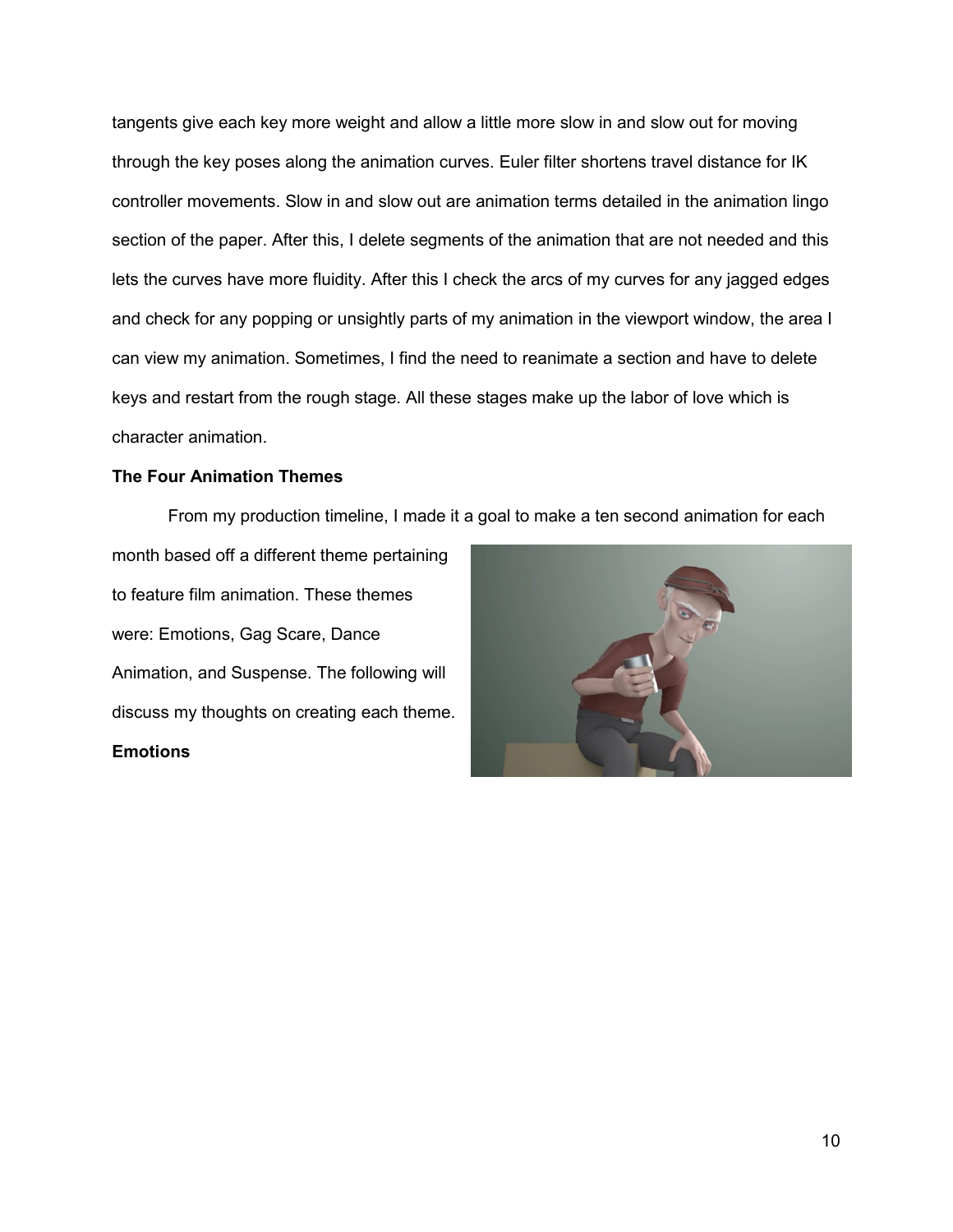tangents give each key more weight and allow a little more slow in and slow out for moving through the key poses along the animation curves. Euler filter shortens travel distance for IK controller movements. Slow in and slow out are animation terms detailed in the animation lingo section of the paper. After this, I delete segments of the animation that are not needed and this lets the curves have more fluidity. After this I check the arcs of my curves for any jagged edges and check for any popping or unsightly parts of my animation in the viewport window, the area I can view my animation. Sometimes, I find the need to reanimate a section and have to delete keys and restart from the rough stage. All these stages make up the labor of love which is character animation.

**The Four Animation Themes**

From my production timeline, I made it a goal to make a ten second animation for each month based off a different theme pertaining to feature film animation. These themes were: Emotions, Gag Scare, Dance Animation, and Suspense. The following will discuss my thoughts on creating each theme.

**Emotions**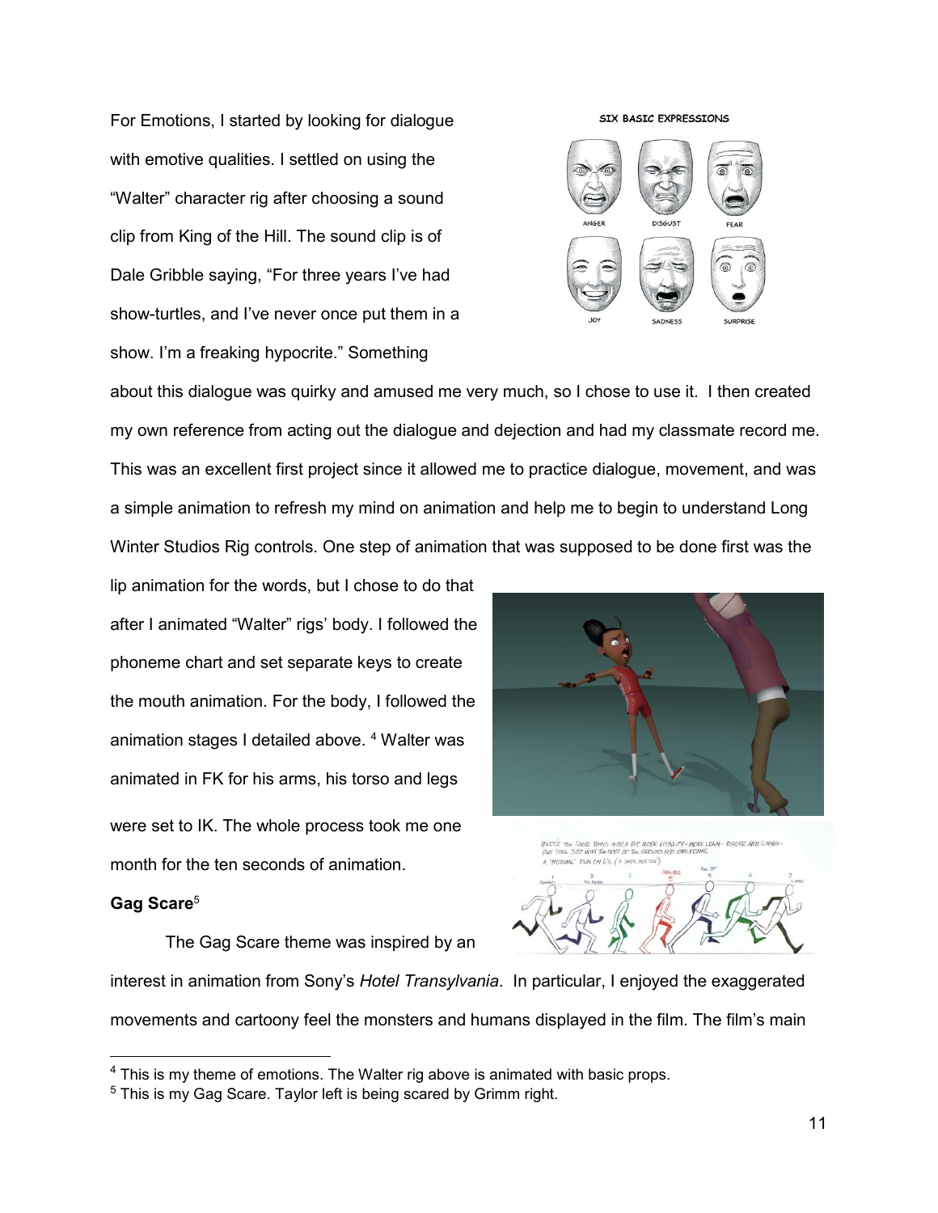For Emotions, I started by looking for dialogue with emotive qualities. I settled on using the "Walter" character rig after choosing a sound clip from King of the Hill. The sound clip is of Dale Gribble saying, "For three years I've had show-turtles, and I've never once put them in a show. I'm a freaking hypocrite." Something about this dialogue was quirky and amused me very much, so I chose to use it. I then created my own reference from acting out the dialogue and dejection and had my classmate record me. This was an excellent first project since it allowed me to practice dialogue, movement, and was a simple animation to refresh my mind on animation and help me to begin to understand Long Winter Studios Rig controls. One step of animation that was supposed to be done first was the lip animation for the words, but I chose to do that after I animated "Walter" rigs' body. I followed the phoneme chart and set separate keys to create the mouth animation. For the body, I followed the animation stages I detailed above. [4] Walter was animated in FK for his arms, his torso and legs were set to IK. The whole process took me one month for the ten seconds of animation.

**Gag Scare**[5]

The Gag Scare theme was inspired by an interest in animation from Sony's *Hotel Transylvania*. In particular, I enjoyed the exaggerated movements and cartoony feel the monsters and humans displayed in the film. The film's main

---

[4] This is my theme of emotions. The Walter rig above is animated with basic props.

[5] This is my Gag Scare. Taylor left is being scared by Grimm right.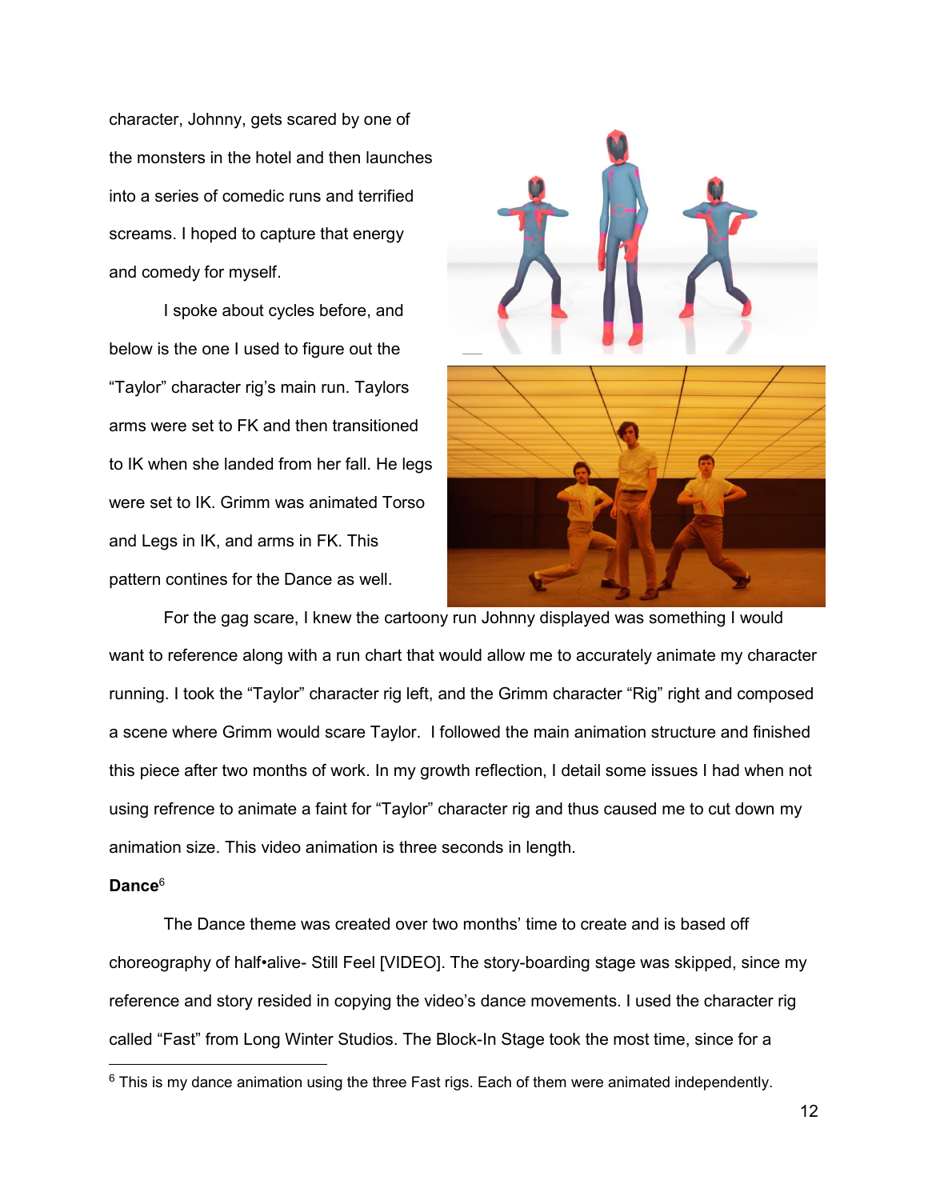character, Johnny, gets scared by one of the monsters in the hotel and then launches into a series of comedic runs and terrified screams. I hoped to capture that energy and comedy for myself.

I spoke about cycles before, and below is the one I used to figure out the “Taylor” character rig’s main run. Taylors arms were set to FK and then transitioned to IK when she landed from her fall. He legs were set to IK. Grimm was animated Torso and Legs in IK, and arms in FK. This pattern contines for the Dance as well.

For the gag scare, I knew the cartoony run Johnny displayed was something I would want to reference along with a run chart that would allow me to accurately animate my character running. I took the “Taylor” character rig left, and the Grimm character “Rig” right and composed a scene where Grimm would scare Taylor. I followed the main animation structure and finished this piece after two months of work. In my growth reflection, I detail some issues I had when not using refrence to animate a faint for “Taylor” character rig and thus caused me to cut down my animation size. This video animation is three seconds in length.

**Dance**[6]

The Dance theme was created over two months’ time to create and is based off choreography of half•alive- Still Feel [VIDEO]. The story-boarding stage was skipped, since my reference and story resided in copying the video’s dance movements. I used the character rig called “Fast” from Long Winter Studios. The Block-In Stage took the most time, since for a

[6] This is my dance animation using the three Fast rigs. Each of them were animated independently.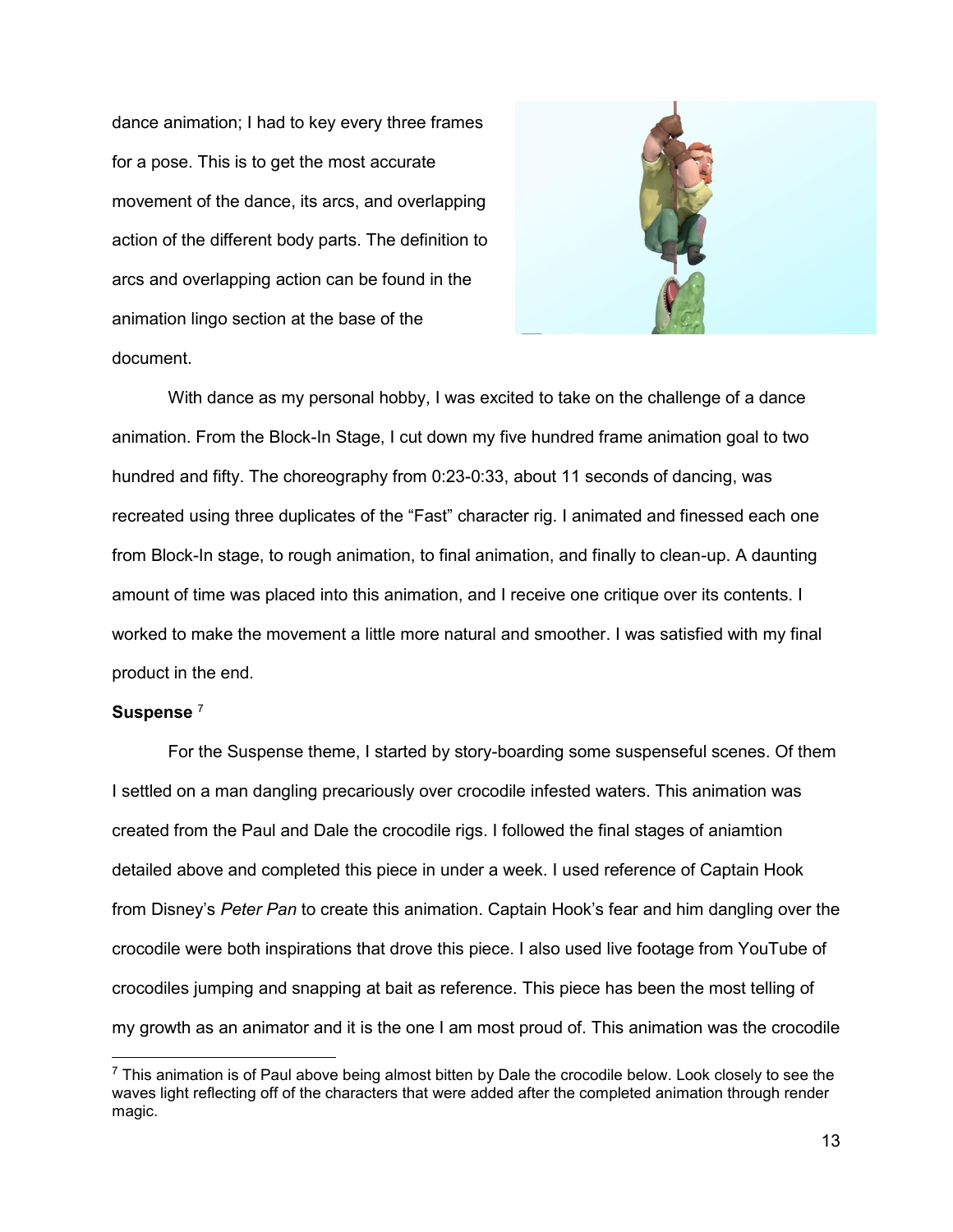dance animation; I had to key every three frames for a pose. This is to get the most accurate movement of the dance, its arcs, and overlapping action of the different body parts. The definition to arcs and overlapping action can be found in the animation lingo section at the base of the document.

With dance as my personal hobby, I was excited to take on the challenge of a dance animation. From the Block-In Stage, I cut down my five hundred frame animation goal to two hundred and fifty. The choreography from 0:23-0:33, about 11 seconds of dancing, was recreated using three duplicates of the "Fast" character rig. I animated and finessed each one from Block-In stage, to rough animation, to final animation, and finally to clean-up. A daunting amount of time was placed into this animation, and I receive one critique over its contents. I worked to make the movement a little more natural and smoother. I was satisfied with my final product in the end.

**Suspense** [7]

For the Suspense theme, I started by story-boarding some suspenseful scenes. Of them I settled on a man dangling precariously over crocodile infested waters. This animation was created from the Paul and Dale the crocodile rigs. I followed the final stages of aniamtion detailed above and completed this piece in under a week. I used reference of Captain Hook from Disney's *Peter Pan* to create this animation. Captain Hook's fear and him dangling over the crocodile were both inspirations that drove this piece. I also used live footage from YouTube of crocodiles jumping and snapping at bait as reference. This piece has been the most telling of my growth as an animator and it is the one I am most proud of. This animation was the crocodile

---

[7] This animation is of Paul above being almost bitten by Dale the crocodile below. Look closely to see the waves light reflecting off of the characters that were added after the completed animation through render magic.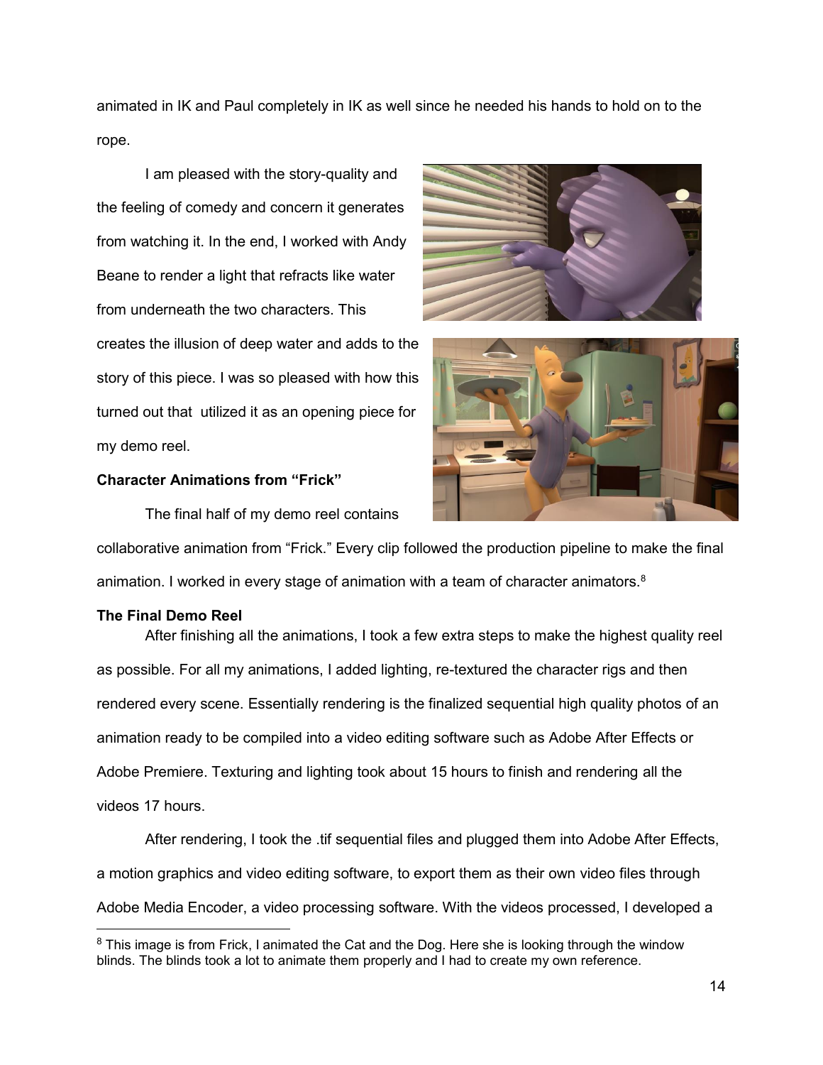animated in IK and Paul completely in IK as well since he needed his hands to hold on to the rope.

I am pleased with the story-quality and the feeling of comedy and concern it generates from watching it. In the end, I worked with Andy Beane to render a light that refracts like water from underneath the two characters. This creates the illusion of deep water and adds to the story of this piece. I was so pleased with how this turned out that utilized it as an opening piece for my demo reel.

**Character Animations from "Frick"**

The final half of my demo reel contains collaborative animation from "Frick." Every clip followed the production pipeline to make the final animation. I worked in every stage of animation with a team of character animators.[8]

**The Final Demo Reel**

After finishing all the animations, I took a few extra steps to make the highest quality reel as possible. For all my animations, I added lighting, re-textured the character rigs and then rendered every scene. Essentially rendering is the finalized sequential high quality photos of an animation ready to be compiled into a video editing software such as Adobe After Effects or Adobe Premiere. Texturing and lighting took about 15 hours to finish and rendering all the videos 17 hours.

After rendering, I took the .tif sequential files and plugged them into Adobe After Effects, a motion graphics and video editing software, to export them as their own video files through Adobe Media Encoder, a video processing software. With the videos processed, I developed a

[8] This image is from Frick, I animated the Cat and the Dog. Here she is looking through the window blinds. The blinds took a lot to animate them properly and I had to create my own reference.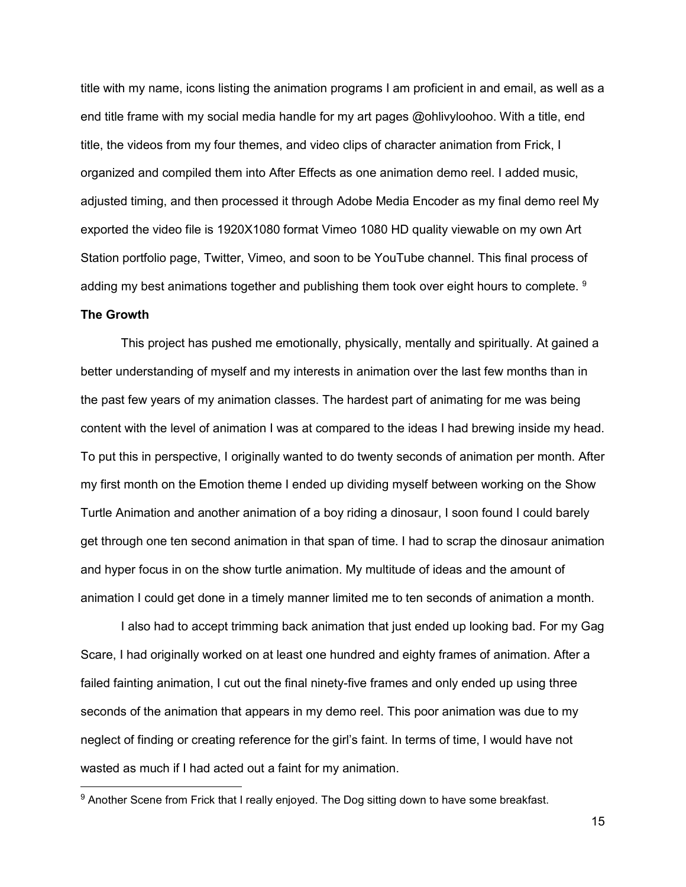title with my name, icons listing the animation programs I am proficient in and email, as well as a end title frame with my social media handle for my art pages @ohlivyloohoo. With a title, end title, the videos from my four themes, and video clips of character animation from Frick, I organized and compiled them into After Effects as one animation demo reel. I added music, adjusted timing, and then processed it through Adobe Media Encoder as my final demo reel My exported the video file is 1920X1080 format Vimeo 1080 HD quality viewable on my own Art Station portfolio page, Twitter, Vimeo, and soon to be YouTube channel. This final process of adding my best animations together and publishing them took over eight hours to complete. [9]

**The Growth**

This project has pushed me emotionally, physically, mentally and spiritually. At gained a better understanding of myself and my interests in animation over the last few months than in the past few years of my animation classes. The hardest part of animating for me was being content with the level of animation I was at compared to the ideas I had brewing inside my head. To put this in perspective, I originally wanted to do twenty seconds of animation per month. After my first month on the Emotion theme I ended up dividing myself between working on the Show Turtle Animation and another animation of a boy riding a dinosaur, I soon found I could barely get through one ten second animation in that span of time. I had to scrap the dinosaur animation and hyper focus in on the show turtle animation. My multitude of ideas and the amount of animation I could get done in a timely manner limited me to ten seconds of animation a month.

I also had to accept trimming back animation that just ended up looking bad. For my Gag Scare, I had originally worked on at least one hundred and eighty frames of animation. After a failed fainting animation, I cut out the final ninety-five frames and only ended up using three seconds of the animation that appears in my demo reel. This poor animation was due to my neglect of finding or creating reference for the girl's faint. In terms of time, I would have not wasted as much if I had acted out a faint for my animation.

[9] Another Scene from Frick that I really enjoyed. The Dog sitting down to have some breakfast.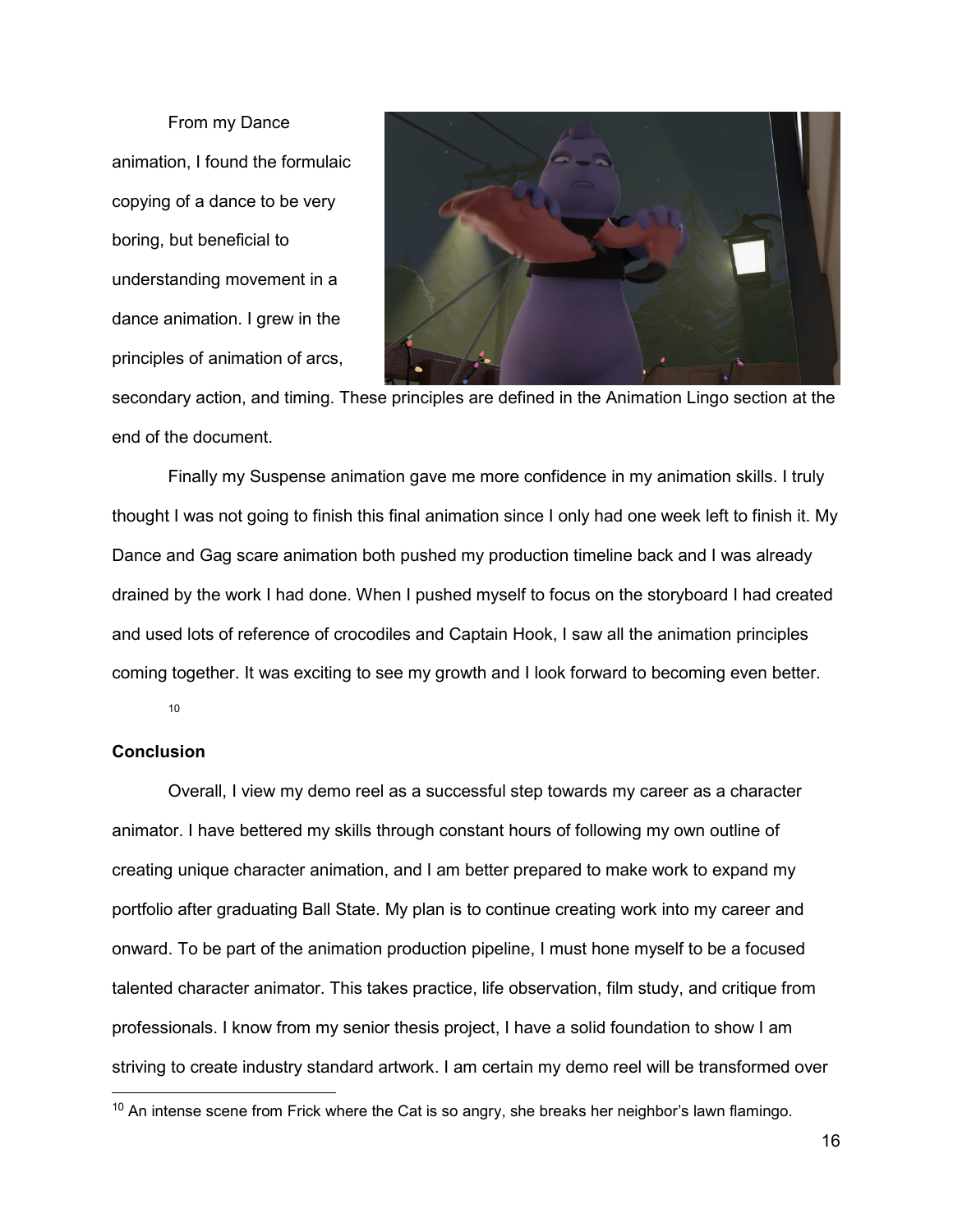From my Dance animation, I found the formulaic copying of a dance to be very boring, but beneficial to understanding movement in a dance animation. I grew in the principles of animation of arcs, secondary action, and timing. These principles are defined in the Animation Lingo section at the end of the document.

Finally my Suspense animation gave me more confidence in my animation skills. I truly thought I was not going to finish this final animation since I only had one week left to finish it. My Dance and Gag scare animation both pushed my production timeline back and I was already drained by the work I had done. When I pushed myself to focus on the storyboard I had created and used lots of reference of crocodiles and Captain Hook, I saw all the animation principles coming together. It was exciting to see my growth and I look forward to becoming even better. [10]

## Conclusion

Overall, I view my demo reel as a successful step towards my career as a character animator. I have bettered my skills through constant hours of following my own outline of creating unique character animation, and I am better prepared to make work to expand my portfolio after graduating Ball State. My plan is to continue creating work into my career and onward. To be part of the animation production pipeline, I must hone myself to be a focused talented character animator. This takes practice, life observation, film study, and critique from professionals. I know from my senior thesis project, I have a solid foundation to show I am striving to create industry standard artwork. I am certain my demo reel will be transformed over

---

[10] An intense scene from Frick where the Cat is so angry, she breaks her neighbor's lawn flamingo.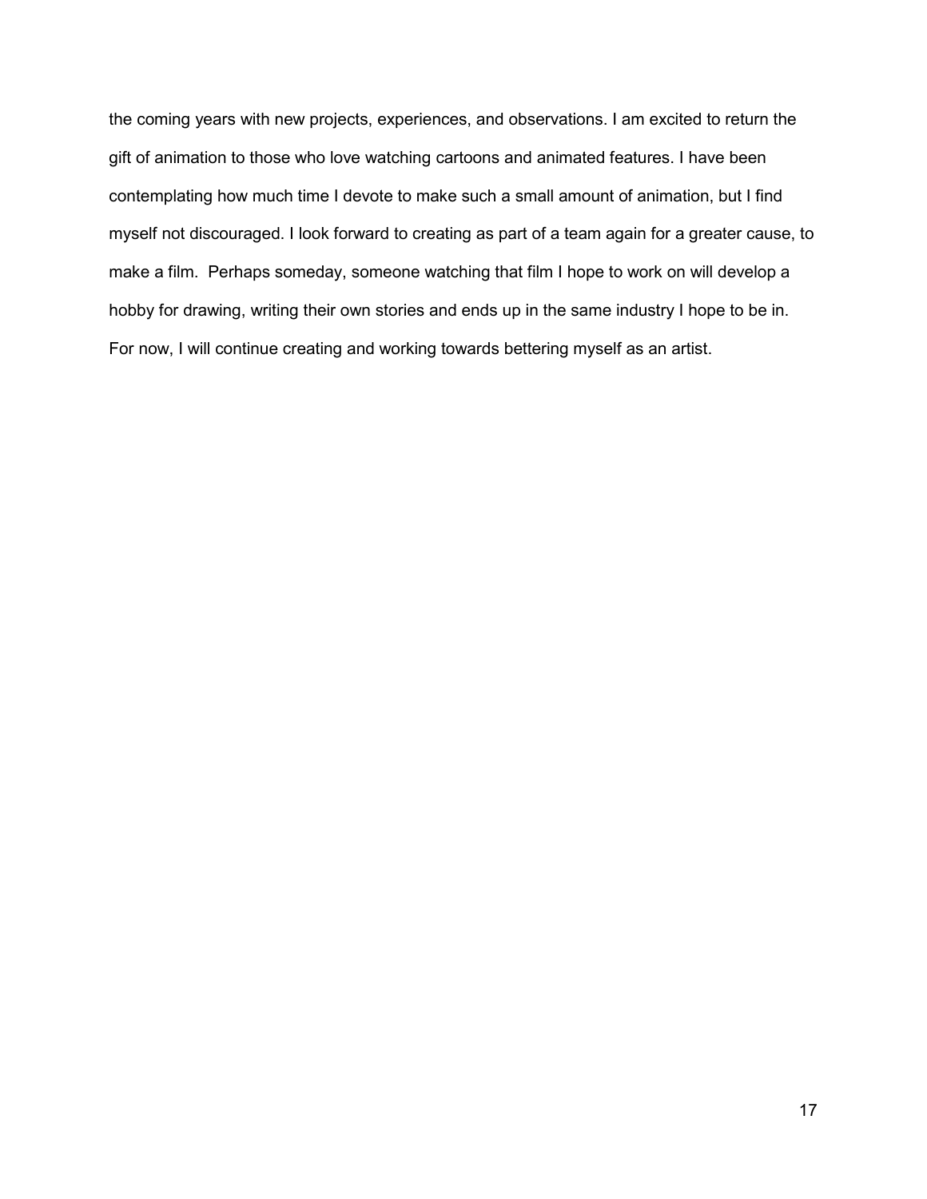the coming years with new projects, experiences, and observations. I am excited to return the gift of animation to those who love watching cartoons and animated features. I have been contemplating how much time I devote to make such a small amount of animation, but I find myself not discouraged. I look forward to creating as part of a team again for a greater cause, to make a film.  Perhaps someday, someone watching that film I hope to work on will develop a hobby for drawing, writing their own stories and ends up in the same industry I hope to be in. For now, I will continue creating and working towards bettering myself as an artist.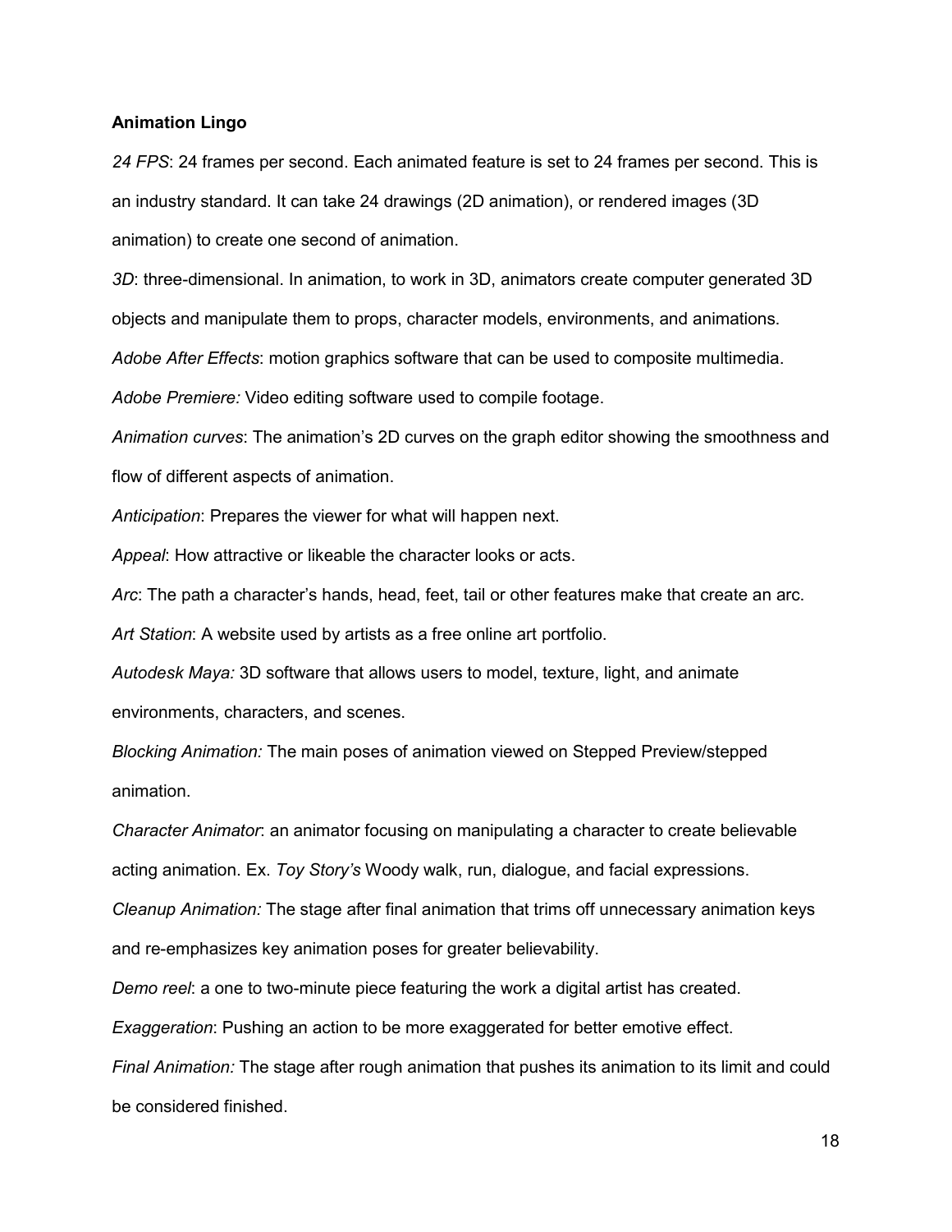**Animation Lingo**

*24 FPS*: 24 frames per second. Each animated feature is set to 24 frames per second. This is an industry standard. It can take 24 drawings (2D animation), or rendered images (3D animation) to create one second of animation.

*3D*: three-dimensional. In animation, to work in 3D, animators create computer generated 3D objects and manipulate them to props, character models, environments, and animations.

*Adobe After Effects*: motion graphics software that can be used to composite multimedia.

*Adobe Premiere:* Video editing software used to compile footage.

*Animation curves*: The animation's 2D curves on the graph editor showing the smoothness and flow of different aspects of animation.

*Anticipation*: Prepares the viewer for what will happen next.

*Appeal*: How attractive or likeable the character looks or acts.

*Arc*: The path a character's hands, head, feet, tail or other features make that create an arc.

*Art Station*: A website used by artists as a free online art portfolio.

*Autodesk Maya:* 3D software that allows users to model, texture, light, and animate environments, characters, and scenes.

*Blocking Animation:* The main poses of animation viewed on Stepped Preview/stepped animation.

*Character Animator*: an animator focusing on manipulating a character to create believable acting animation. Ex. *Toy Story's* Woody walk, run, dialogue, and facial expressions.

*Cleanup Animation:* The stage after final animation that trims off unnecessary animation keys and re-emphasizes key animation poses for greater believability.

*Demo reel*: a one to two-minute piece featuring the work a digital artist has created.

*Exaggeration*: Pushing an action to be more exaggerated for better emotive effect.

*Final Animation:* The stage after rough animation that pushes its animation to its limit and could be considered finished.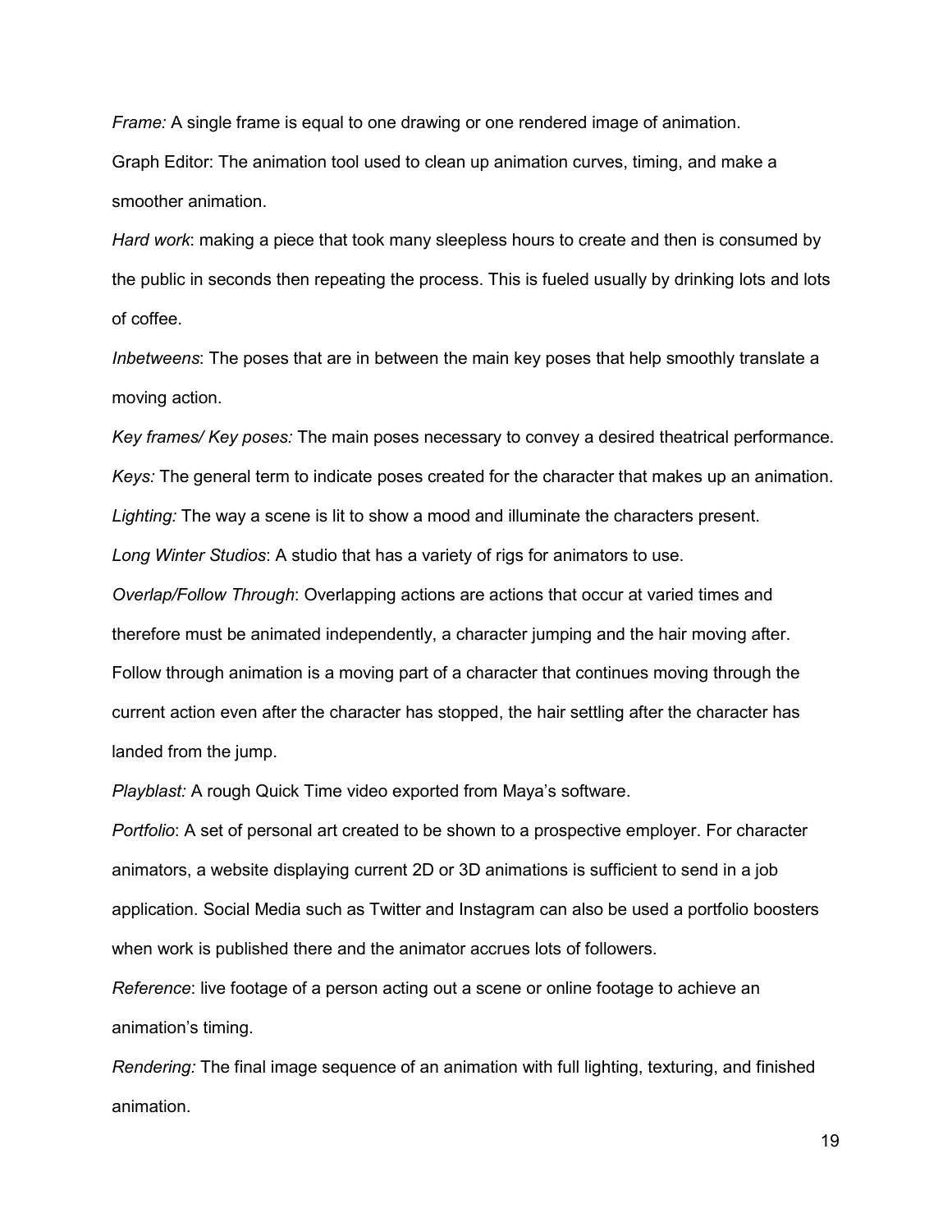*Frame:* A single frame is equal to one drawing or one rendered image of animation.

Graph Editor: The animation tool used to clean up animation curves, timing, and make a smoother animation.

*Hard work*: making a piece that took many sleepless hours to create and then is consumed by the public in seconds then repeating the process. This is fueled usually by drinking lots and lots of coffee.

*Inbetweens*: The poses that are in between the main key poses that help smoothly translate a moving action.

*Key frames/ Key poses:* The main poses necessary to convey a desired theatrical performance.

*Keys:* The general term to indicate poses created for the character that makes up an animation.

*Lighting:* The way a scene is lit to show a mood and illuminate the characters present.

*Long Winter Studios*: A studio that has a variety of rigs for animators to use.

*Overlap/Follow Through*: Overlapping actions are actions that occur at varied times and therefore must be animated independently, a character jumping and the hair moving after. Follow through animation is a moving part of a character that continues moving through the current action even after the character has stopped, the hair settling after the character has landed from the jump.

*Playblast:* A rough Quick Time video exported from Maya's software.

*Portfolio*: A set of personal art created to be shown to a prospective employer. For character animators, a website displaying current 2D or 3D animations is sufficient to send in a job application. Social Media such as Twitter and Instagram can also be used a portfolio boosters when work is published there and the animator accrues lots of followers.

*Reference*: live footage of a person acting out a scene or online footage to achieve an animation's timing.

*Rendering:* The final image sequence of an animation with full lighting, texturing, and finished animation.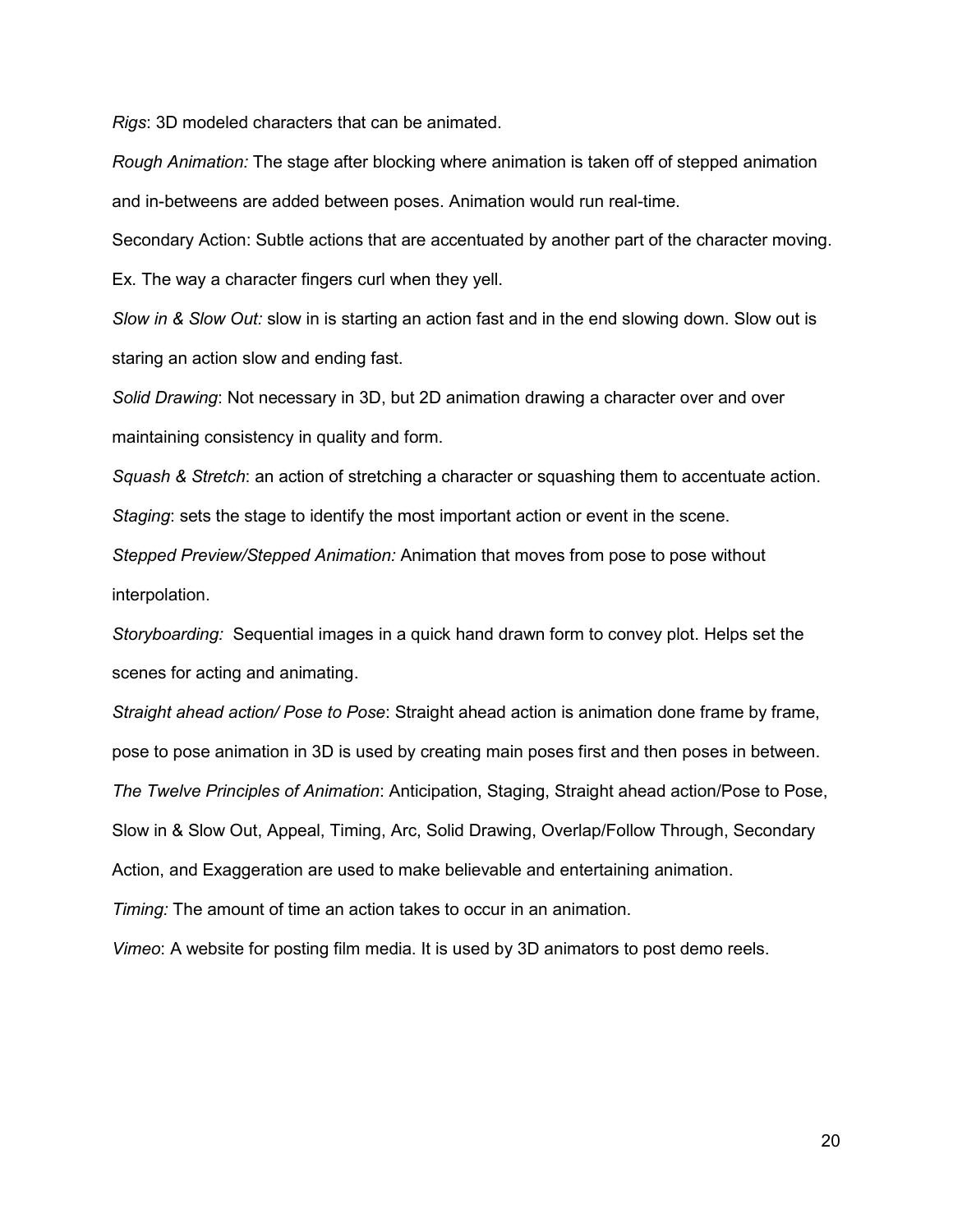*Rigs*: 3D modeled characters that can be animated.

*Rough Animation:* The stage after blocking where animation is taken off of stepped animation and in-betweens are added between poses. Animation would run real-time.

Secondary Action: Subtle actions that are accentuated by another part of the character moving. Ex. The way a character fingers curl when they yell.

*Slow in & Slow Out:* slow in is starting an action fast and in the end slowing down. Slow out is staring an action slow and ending fast.

*Solid Drawing*: Not necessary in 3D, but 2D animation drawing a character over and over maintaining consistency in quality and form.

*Squash & Stretch*: an action of stretching a character or squashing them to accentuate action.

*Staging*: sets the stage to identify the most important action or event in the scene.

*Stepped Preview/Stepped Animation:* Animation that moves from pose to pose without interpolation.

*Storyboarding:* Sequential images in a quick hand drawn form to convey plot. Helps set the scenes for acting and animating.

*Straight ahead action/ Pose to Pose*: Straight ahead action is animation done frame by frame, pose to pose animation in 3D is used by creating main poses first and then poses in between.

*The Twelve Principles of Animation*: Anticipation, Staging, Straight ahead action/Pose to Pose, Slow in & Slow Out, Appeal, Timing, Arc, Solid Drawing, Overlap/Follow Through, Secondary Action, and Exaggeration are used to make believable and entertaining animation.

*Timing:* The amount of time an action takes to occur in an animation.

*Vimeo*: A website for posting film media. It is used by 3D animators to post demo reels.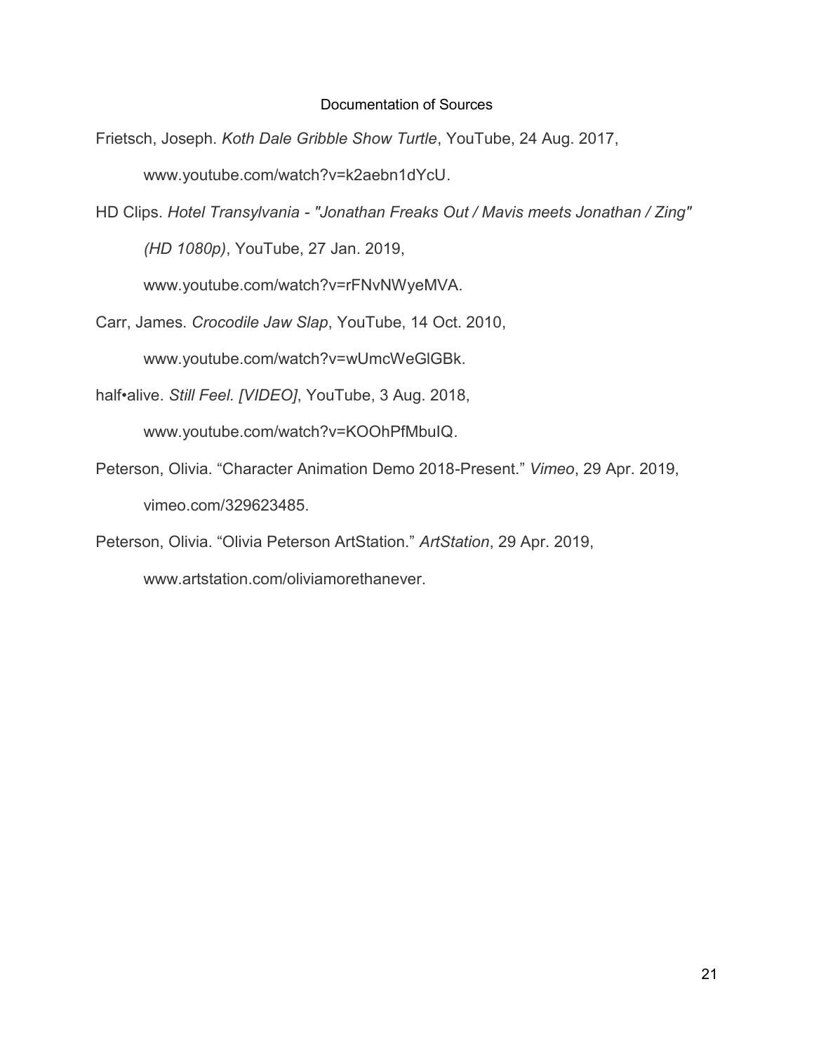# Documentation of Sources

Frietsch, Joseph. *Koth Dale Gribble Show Turtle*, YouTube, 24 Aug. 2017, www.youtube.com/watch?v=k2aebn1dYcU.

HD Clips. *Hotel Transylvania - "Jonathan Freaks Out / Mavis meets Jonathan / Zing" (HD 1080p)*, YouTube, 27 Jan. 2019, www.youtube.com/watch?v=rFNvNWyeMVA.

Carr, James. *Crocodile Jaw Slap*, YouTube, 14 Oct. 2010, www.youtube.com/watch?v=wUmcWeGlGBk.

half•alive. *Still Feel. [VIDEO]*, YouTube, 3 Aug. 2018, www.youtube.com/watch?v=KOOhPfMbuIQ.

Peterson, Olivia. "Character Animation Demo 2018-Present." *Vimeo*, 29 Apr. 2019, vimeo.com/329623485.

Peterson, Olivia. "Olivia Peterson ArtStation." *ArtStation*, 29 Apr. 2019, www.artstation.com/oliviamorethanever.